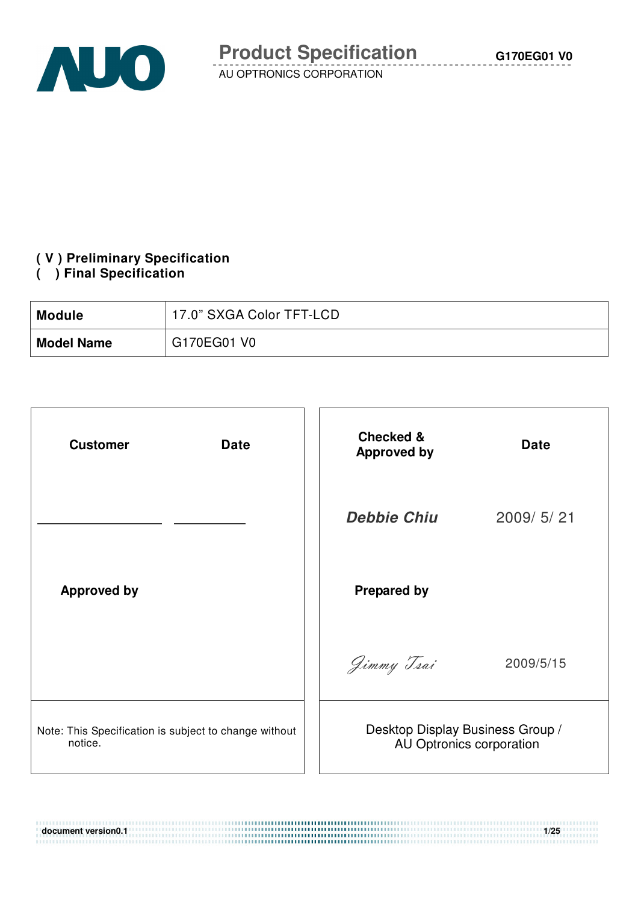# Product Specification

AU OPTRONICS CORPORATION

**( V ) Preliminary Specification**
**(   ) Final Specification**

| **Module** | 17.0" SXGA Color TFT-LCD |
|---|---|
| **Model Name** | G170EG01 V0 |

| **Customer** | **Date** | **Checked & Approved by** | **Date** |
|---|---|---|---|
| ________________ | __________ | *Debbie Chiu* | 2009/ 5/ 21 |
| **Approved by** | | **Prepared by** | |
| | | *Jimmy Tsai* | 2009/5/15 |
| Note: This Specification is subject to change without notice. | | Desktop Display Business Group / AU Optronics corporation | |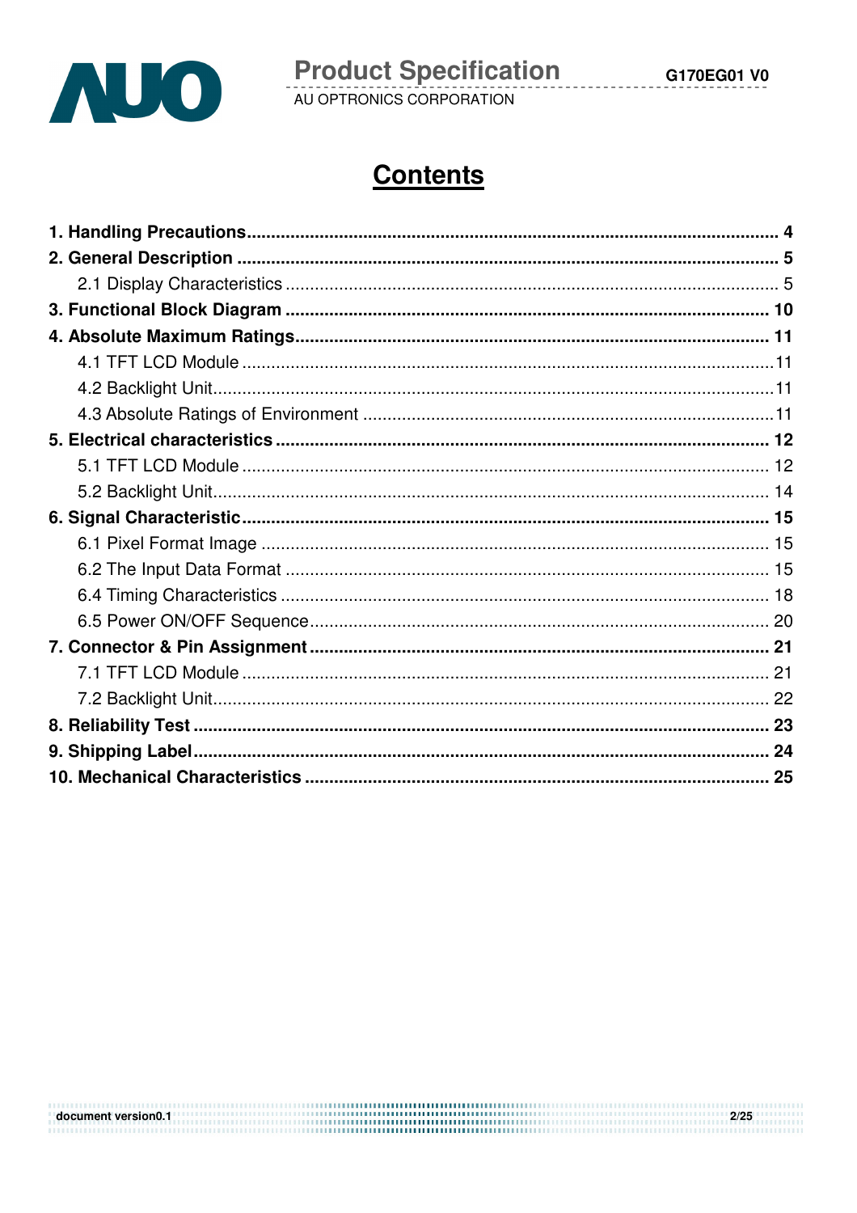# Contents

**1. Handling Precautions** ............................................................ **4**

**2. General Description** ............................................................ **5**

2.1 Display Characteristics ............................................................ 5

**3. Functional Block Diagram** ............................................................ **10**

**4. Absolute Maximum Ratings** ............................................................ **11**

4.1 TFT LCD Module ............................................................ 11

4.2 Backlight Unit ............................................................ 11

4.3 Absolute Ratings of Environment ............................................................ 11

**5. Electrical characteristics** ............................................................ **12**

5.1 TFT LCD Module ............................................................ 12

5.2 Backlight Unit ............................................................ 14

**6. Signal Characteristic** ............................................................ **15**

6.1 Pixel Format Image ............................................................ 15

6.2 The Input Data Format ............................................................ 15

6.4 Timing Characteristics ............................................................ 18

6.5 Power ON/OFF Sequence ............................................................ 20

**7. Connector & Pin Assignment** ............................................................ **21**

7.1 TFT LCD Module ............................................................ 21

7.2 Backlight Unit ............................................................ 22

**8. Reliability Test** ............................................................ **23**

**9. Shipping Label** ............................................................ **24**

**10. Mechanical Characteristics** ............................................................ **25**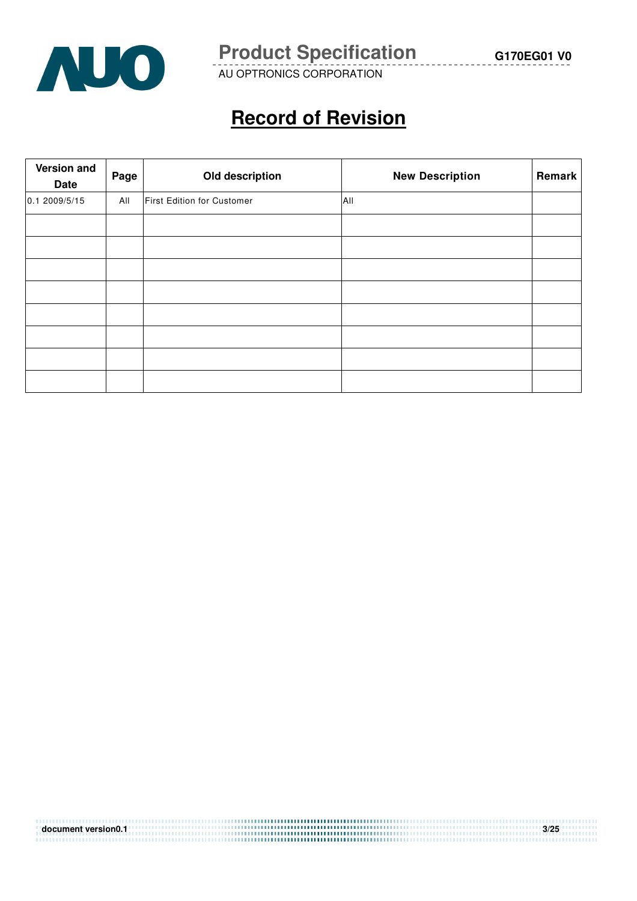# Record of Revision

| Version and Date | Page | Old description | New Description | Remark |
|---|---|---|---|---|
| 0.1 2009/5/15 | All | First Edition for Customer | All | |
| | | | | |
| | | | | |
| | | | | |
| | | | | |
| | | | | |
| | | | | |
| | | | | |
| | | | | |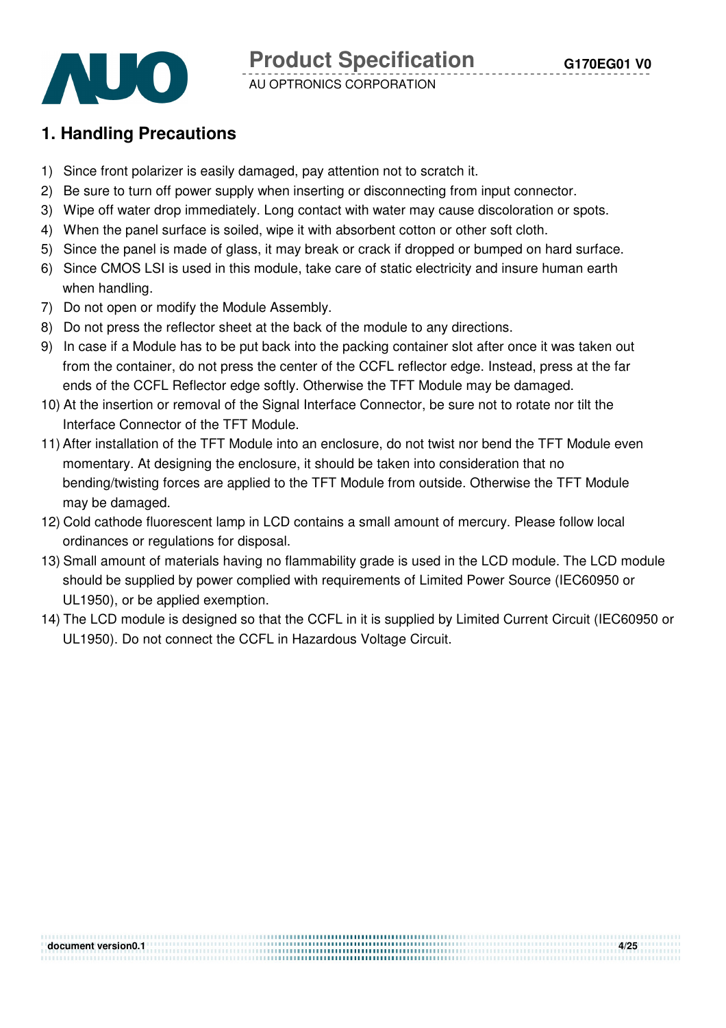# 1. Handling Precautions

1) Since front polarizer is easily damaged, pay attention not to scratch it.
2) Be sure to turn off power supply when inserting or disconnecting from input connector.
3) Wipe off water drop immediately. Long contact with water may cause discoloration or spots.
4) When the panel surface is soiled, wipe it with absorbent cotton or other soft cloth.
5) Since the panel is made of glass, it may break or crack if dropped or bumped on hard surface.
6) Since CMOS LSI is used in this module, take care of static electricity and insure human earth when handling.
7) Do not open or modify the Module Assembly.
8) Do not press the reflector sheet at the back of the module to any directions.
9) In case if a Module has to be put back into the packing container slot after once it was taken out from the container, do not press the center of the CCFL reflector edge. Instead, press at the far ends of the CCFL Reflector edge softly. Otherwise the TFT Module may be damaged.
10) At the insertion or removal of the Signal Interface Connector, be sure not to rotate nor tilt the Interface Connector of the TFT Module.
11) After installation of the TFT Module into an enclosure, do not twist nor bend the TFT Module even momentary. At designing the enclosure, it should be taken into consideration that no bending/twisting forces are applied to the TFT Module from outside. Otherwise the TFT Module may be damaged.
12) Cold cathode fluorescent lamp in LCD contains a small amount of mercury. Please follow local ordinances or regulations for disposal.
13) Small amount of materials having no flammability grade is used in the LCD module. The LCD module should be supplied by power complied with requirements of Limited Power Source (IEC60950 or UL1950), or be applied exemption.
14) The LCD module is designed so that the CCFL in it is supplied by Limited Current Circuit (IEC60950 or UL1950). Do not connect the CCFL in Hazardous Voltage Circuit.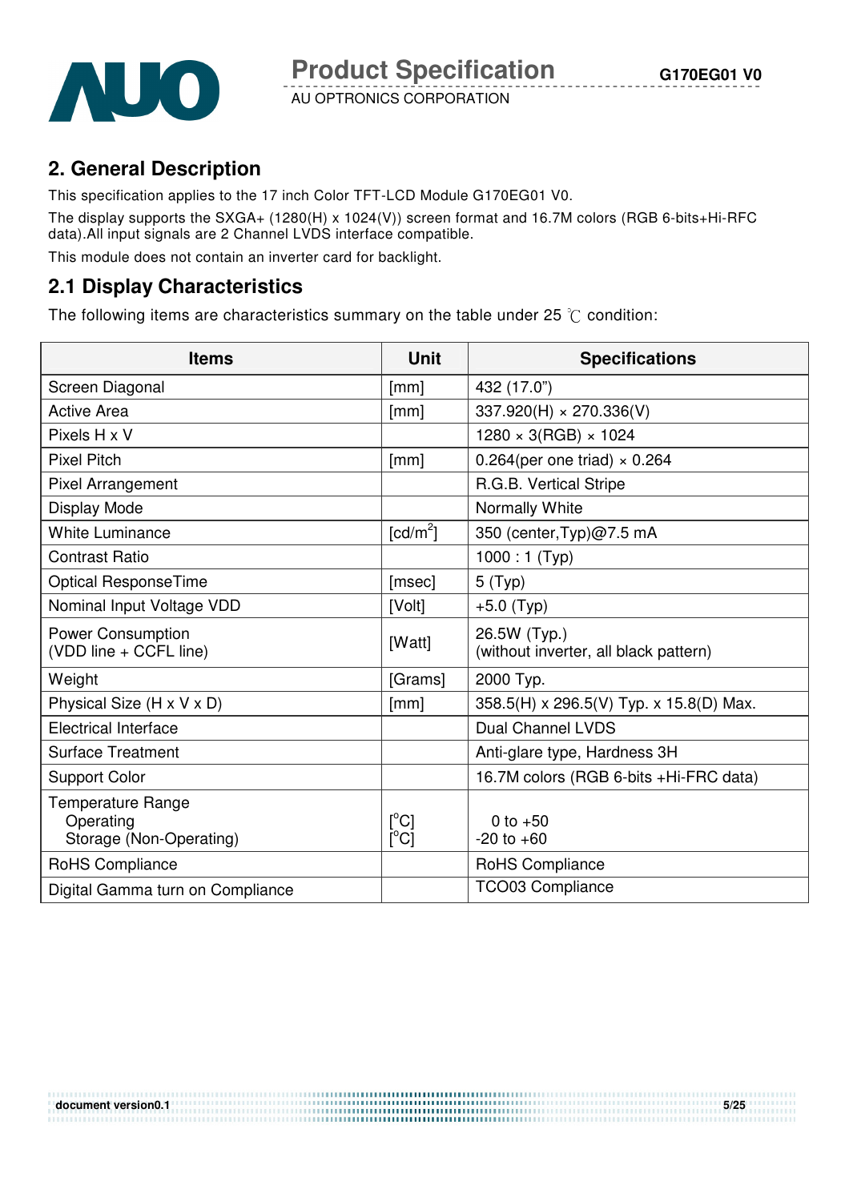## 2. General Description

This specification applies to the 17 inch Color TFT-LCD Module G170EG01 V0.

The display supports the SXGA+ (1280(H) x 1024(V)) screen format and 16.7M colors (RGB 6-bits+Hi-RFC data).All input signals are 2 Channel LVDS interface compatible.

This module does not contain an inverter card for backlight.

## 2.1 Display Characteristics

The following items are characteristics summary on the table under 25 ℃ condition:

| Items | Unit | Specifications |
|---|---|---|
| Screen Diagonal | [mm] | 432 (17.0") |
| Active Area | [mm] | 337.920(H) × 270.336(V) |
| Pixels H x V | | 1280 × 3(RGB) × 1024 |
| Pixel Pitch | [mm] | 0.264(per one triad) × 0.264 |
| Pixel Arrangement | | R.G.B. Vertical Stripe |
| Display Mode | | Normally White |
| White Luminance | [cd/m$^2$] | 350 (center,Typ)@7.5 mA |
| Contrast Ratio | | 1000 : 1 (Typ) |
| Optical ResponseTime | [msec] | 5 (Typ) |
| Nominal Input Voltage VDD | [Volt] | +5.0 (Typ) |
| Power Consumption (VDD line + CCFL line) | [Watt] | 26.5W (Typ.) (without inverter, all black pattern) |
| Weight | [Grams] | 2000 Typ. |
| Physical Size (H x V x D) | [mm] | 358.5(H) x 296.5(V) Typ. x 15.8(D) Max. |
| Electrical Interface | | Dual Channel LVDS |
| Surface Treatment | | Anti-glare type, Hardness 3H |
| Support Color | | 16.7M colors (RGB 6-bits +Hi-FRC data) |
| Temperature Range<br>Operating<br>Storage (Non-Operating) | <br>[°C]<br>[°C] | <br>0 to +50<br>-20 to +60 |
| RoHS Compliance | | RoHS Compliance |
| Digital Gamma turn on Compliance | | TCO03 Compliance |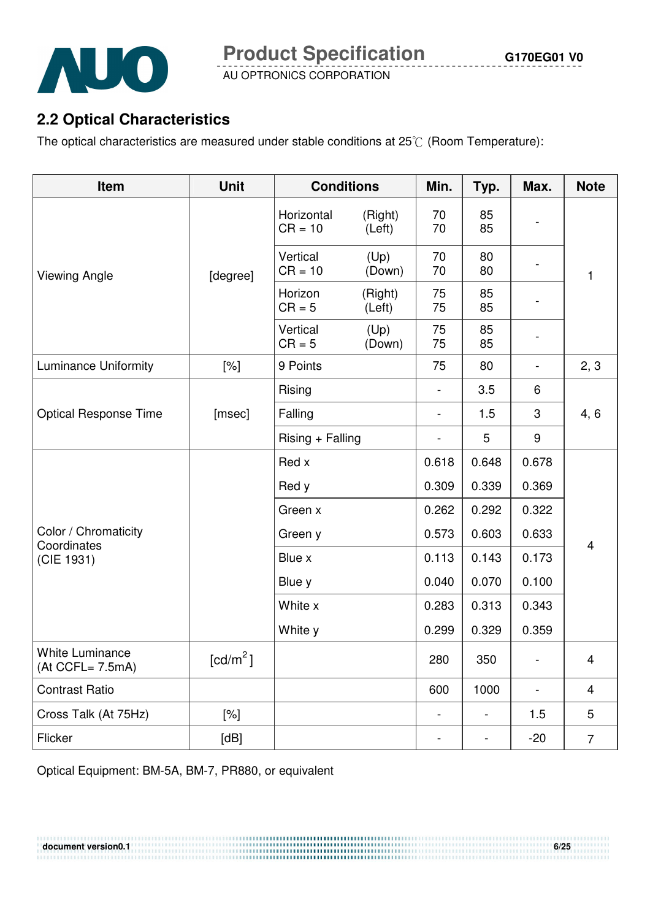## 2.2 Optical Characteristics

The optical characteristics are measured under stable conditions at 25℃ (Room Temperature):

| Item | Unit | Conditions | Min. | Typ. | Max. | Note |
|---|---|---|---|---|---|---|
| Viewing Angle | [degree] | Horizontal (Right) CR = 10 (Left) | 70 70 | 85 85 | - | 1 |
| | | Vertical (Up) CR = 10 (Down) | 70 70 | 80 80 | - | |
| | | Horizon (Right) CR = 5 (Left) | 75 75 | 85 85 | - | |
| | | Vertical (Up) CR = 5 (Down) | 75 75 | 85 85 | - | |
| Luminance Uniformity | [%] | 9 Points | 75 | 80 | - | 2, 3 |
| Optical Response Time | [msec] | Rising | - | 3.5 | 6 | 4, 6 |
| | | Falling | - | 1.5 | 3 | |
| | | Rising + Falling | - | 5 | 9 | |
| Color / Chromaticity Coordinates (CIE 1931) | | Red x | 0.618 | 0.648 | 0.678 | 4 |
| | | Red y | 0.309 | 0.339 | 0.369 | |
| | | Green x | 0.262 | 0.292 | 0.322 | |
| | | Green y | 0.573 | 0.603 | 0.633 | |
| | | Blue x | 0.113 | 0.143 | 0.173 | |
| | | Blue y | 0.040 | 0.070 | 0.100 | |
| | | White x | 0.283 | 0.313 | 0.343 | |
| | | White y | 0.299 | 0.329 | 0.359 | |
| White Luminance (At CCFL= 7.5mA) | [cd/m$^2$] | | 280 | 350 | - | 4 |
| Contrast Ratio | | | 600 | 1000 | - | 4 |
| Cross Talk (At 75Hz) | [%] | | - | - | 1.5 | 5 |
| Flicker | [dB] | | - | - | -20 | 7 |

Optical Equipment: BM-5A, BM-7, PR880, or equivalent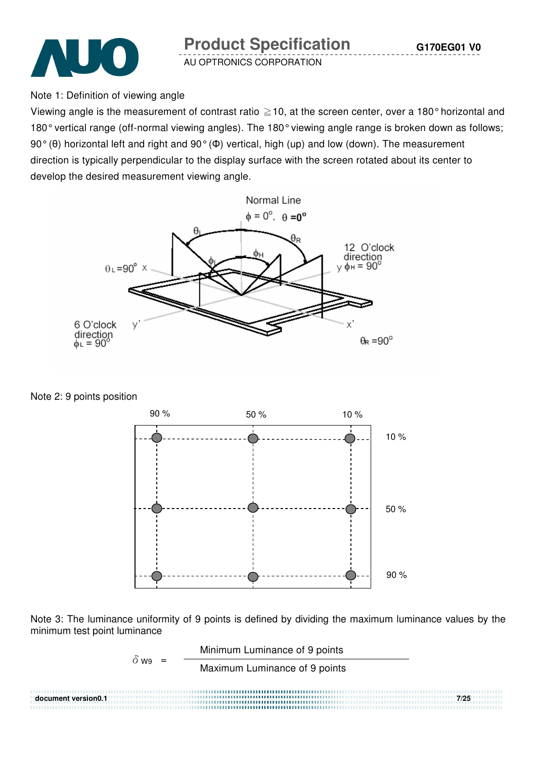Note 1: Definition of viewing angle

Viewing angle is the measurement of contrast ratio ≧10, at the screen center, over a 180° horizontal and 180° vertical range (off-normal viewing angles). The 180° viewing angle range is broken down as follows; 90° (θ) horizontal left and right and 90° (Φ) vertical, high (up) and low (down). The measurement direction is typically perpendicular to the display surface with the screen rotated about its center to develop the desired measurement viewing angle.

Note 2: 9 points position

Note 3: The luminance uniformity of 9 points is defined by dividing the maximum luminance values by the minimum test point luminance

$$\delta_{W9} = \frac{\text{Minimum Luminance of 9 points}}{\text{Maximum Luminance of 9 points}}$$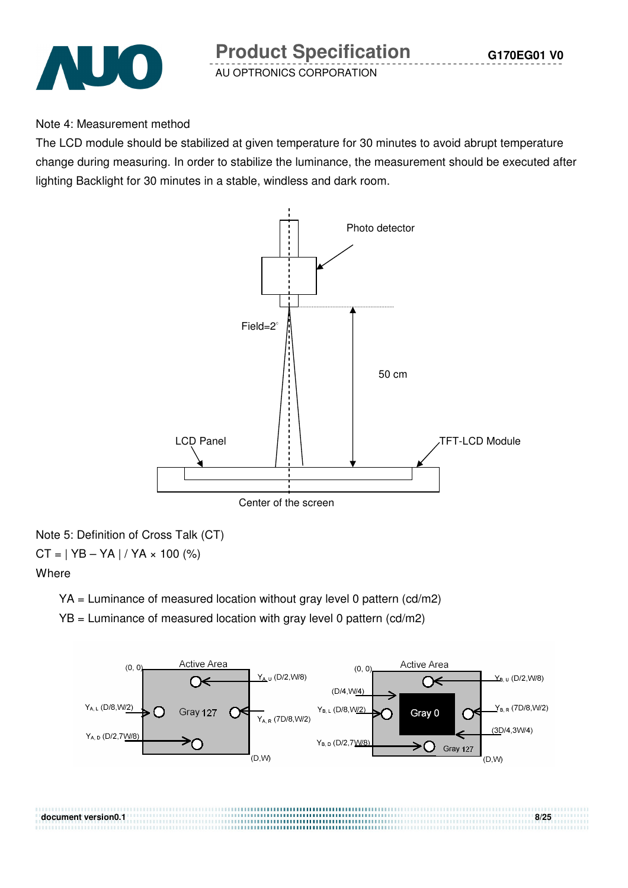Note 4: Measurement method

The LCD module should be stabilized at given temperature for 30 minutes to avoid abrupt temperature change during measuring. In order to stabilize the luminance, the measurement should be executed after lighting Backlight for 30 minutes in a stable, windless and dark room.

Photo detector

Field=2°

50 cm

LCD Panel

TFT-LCD Module

Center of the screen

Note 5: Definition of Cross Talk (CT)

CT = | YB – YA | / YA × 100 (%)

Where

YA = Luminance of measured location without gray level 0 pattern (cd/m2)

YB = Luminance of measured location with gray level 0 pattern (cd/m2)

(0, 0) Active Area $Y_{A,U}$ (D/2,W/8) $Y_{A,L}$ (D/8,W/2) Gray 127 $Y_{A,R}$ (7D/8,W/2) $Y_{A,D}$ (D/2,7W/8) (D,W)

(0, 0) Active Area $Y_{B,U}$ (D/2,W/8) (D/4,W/4) $Y_{B,L}$ (D/8,W/2) Gray 0 $Y_{B,R}$ (7D/8,W/2) (3D/4,3W/4) $Y_{B,D}$ (D/2,7W/8) Gray 127 (D,W)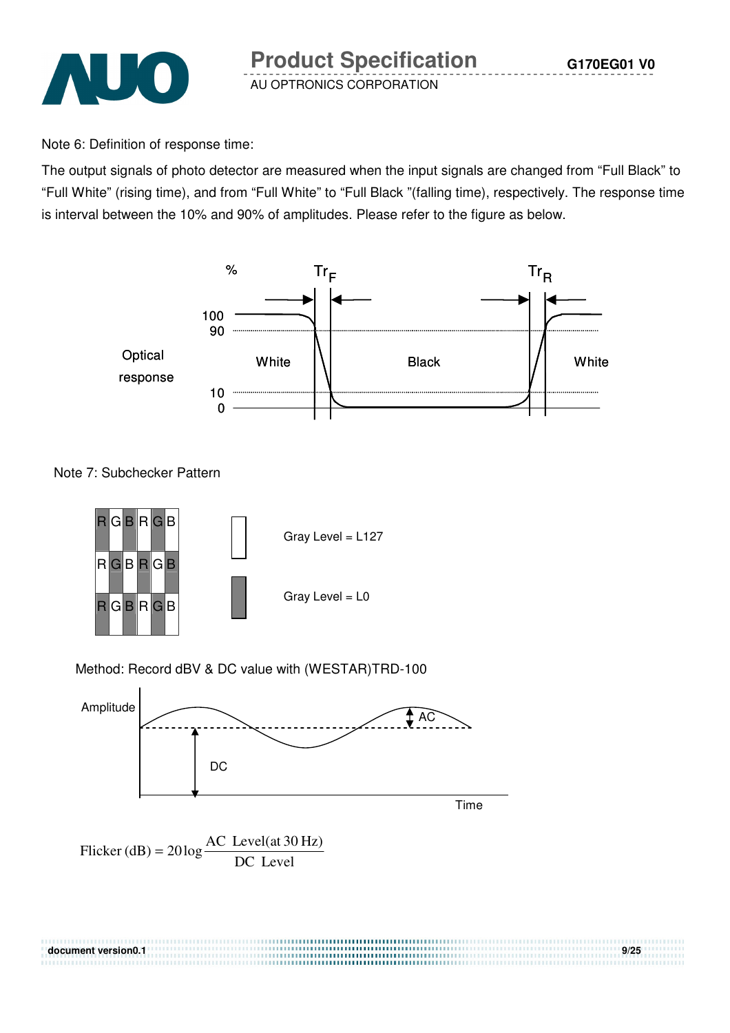Note 6: Definition of response time:

The output signals of photo detector are measured when the input signals are changed from "Full Black" to "Full White" (rising time), and from "Full White" to "Full Black "(falling time), respectively. The response time is interval between the 10% and 90% of amplitudes. Please refer to the figure as below.

Note 7: Subchecker Pattern

Gray Level = L127

Gray Level = L0

Method: Record dBV & DC value with (WESTAR)TRD-100

$$\text{Flicker (dB)} = 20\log\frac{\text{AC Level(at 30 Hz)}}{\text{DC Level}}$$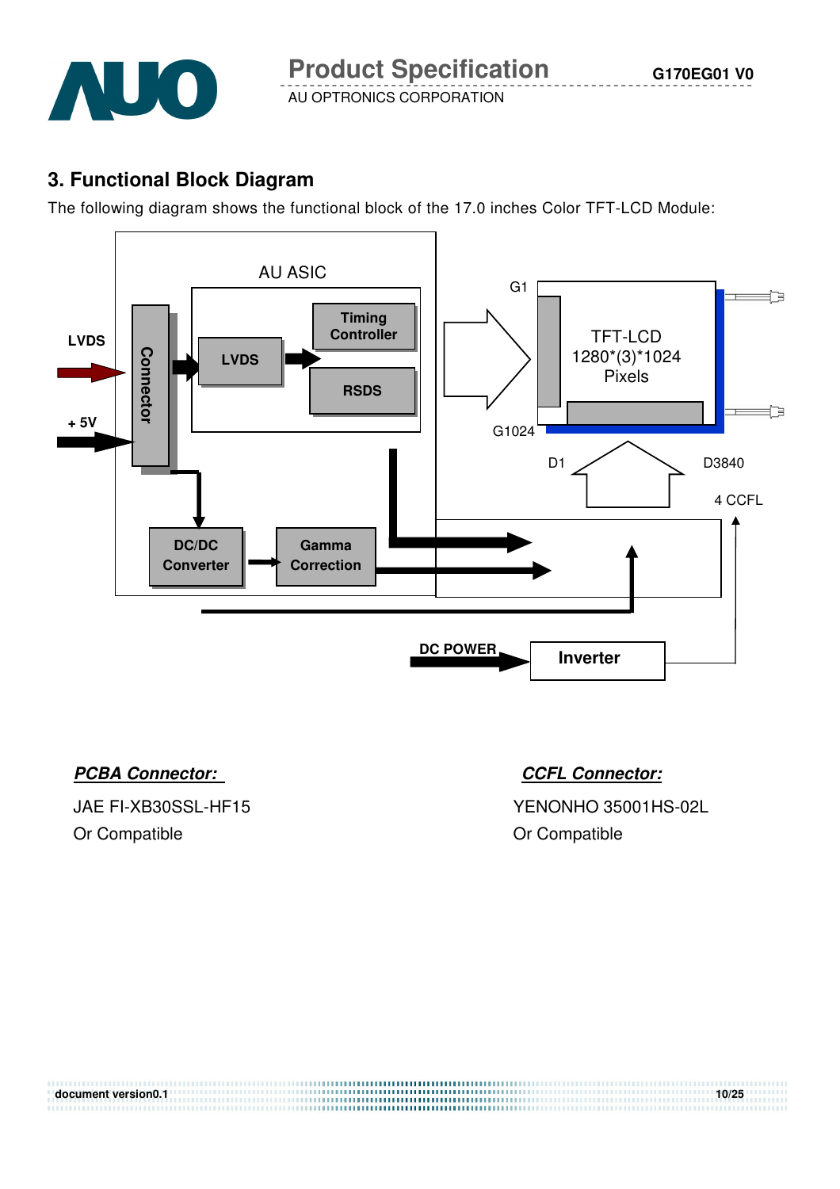## 3. Functional Block Diagram

The following diagram shows the functional block of the 17.0 inches Color TFT-LCD Module:

AU ASIC

LVDS

Timing Controller

RSDS

Connector

LVDS

+ 5V

DC/DC Converter

Gamma Correction

G1

G1024

TFT-LCD 1280*(3)*1024 Pixels

D1

D3840

4 CCFL

DC POWER

Inverter

***PCBA Connector:***

JAE FI-XB30SSL-HF15

Or Compatible

***CCFL Connector:***

YENONHO 35001HS-02L

Or Compatible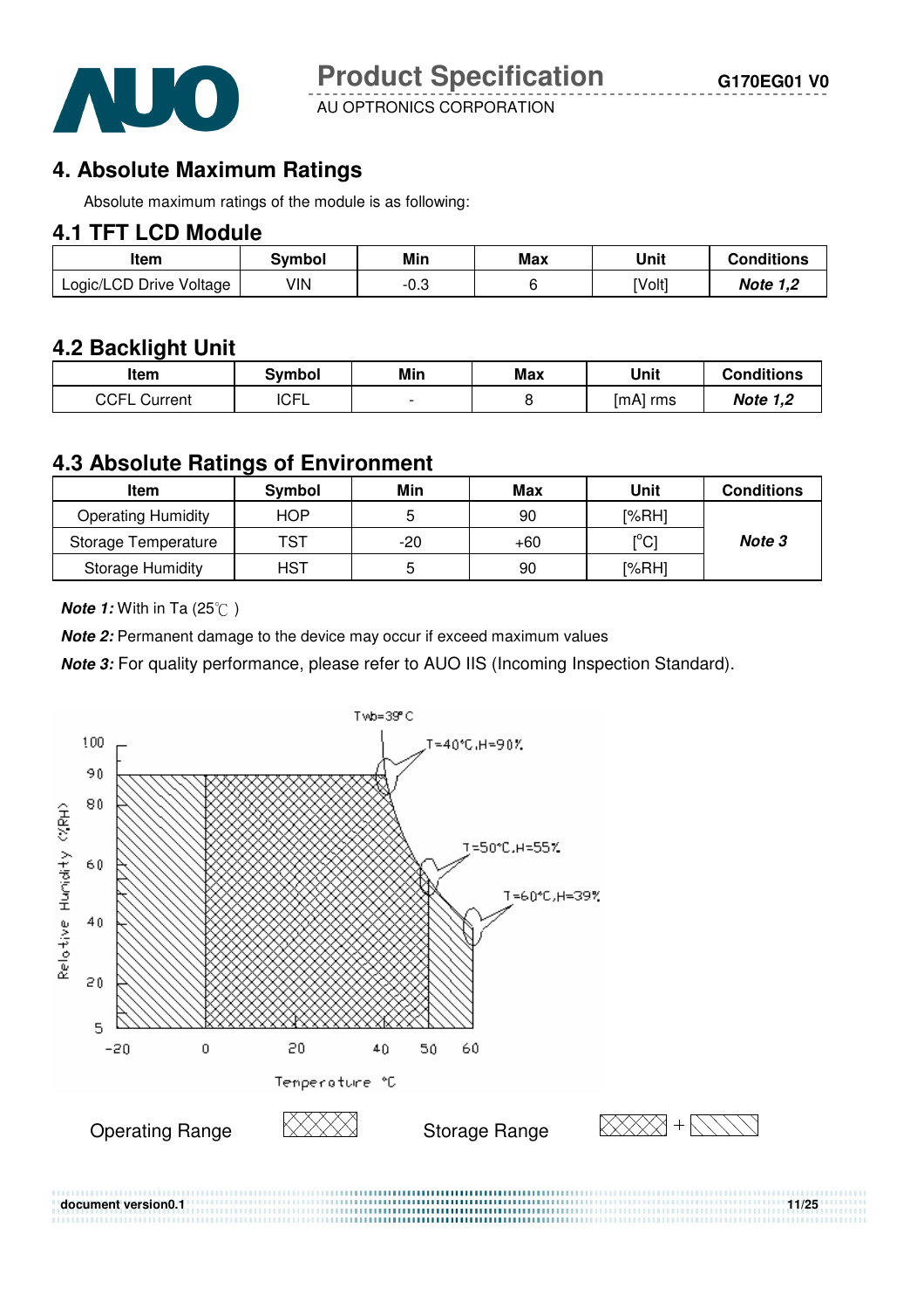## 4. Absolute Maximum Ratings

Absolute maximum ratings of the module is as following:

### 4.1 TFT LCD Module

| Item | Symbol | Min | Max | Unit | Conditions |
|---|---|---|---|---|---|
| Logic/LCD Drive Voltage | VIN | -0.3 | 6 | [Volt] | ***Note 1,2*** |

### 4.2 Backlight Unit

| Item | Symbol | Min | Max | Unit | Conditions |
|---|---|---|---|---|---|
| CCFL Current | ICFL | - | 8 | [mA] rms | ***Note 1,2*** |

### 4.3 Absolute Ratings of Environment

| Item | Symbol | Min | Max | Unit | Conditions |
|---|---|---|---|---|---|
| Operating Humidity | HOP | 5 | 90 | [%RH] | ***Note 3*** |
| Storage Temperature | TST | -20 | +60 | [°C] | |
| Storage Humidity | HST | 5 | 90 | [%RH] | |

***Note 1:*** With in Ta (25℃ )

***Note 2:*** Permanent damage to the device may occur if exceed maximum values

***Note 3:*** For quality performance, please refer to AUO IIS (Incoming Inspection Standard).

Twb=39°C

T=40°C,H=90%

T=50°C,H=55%

T=60°C,H=39%

Relative Humidity (%RH)

Temperature °C

Operating Range

Storage Range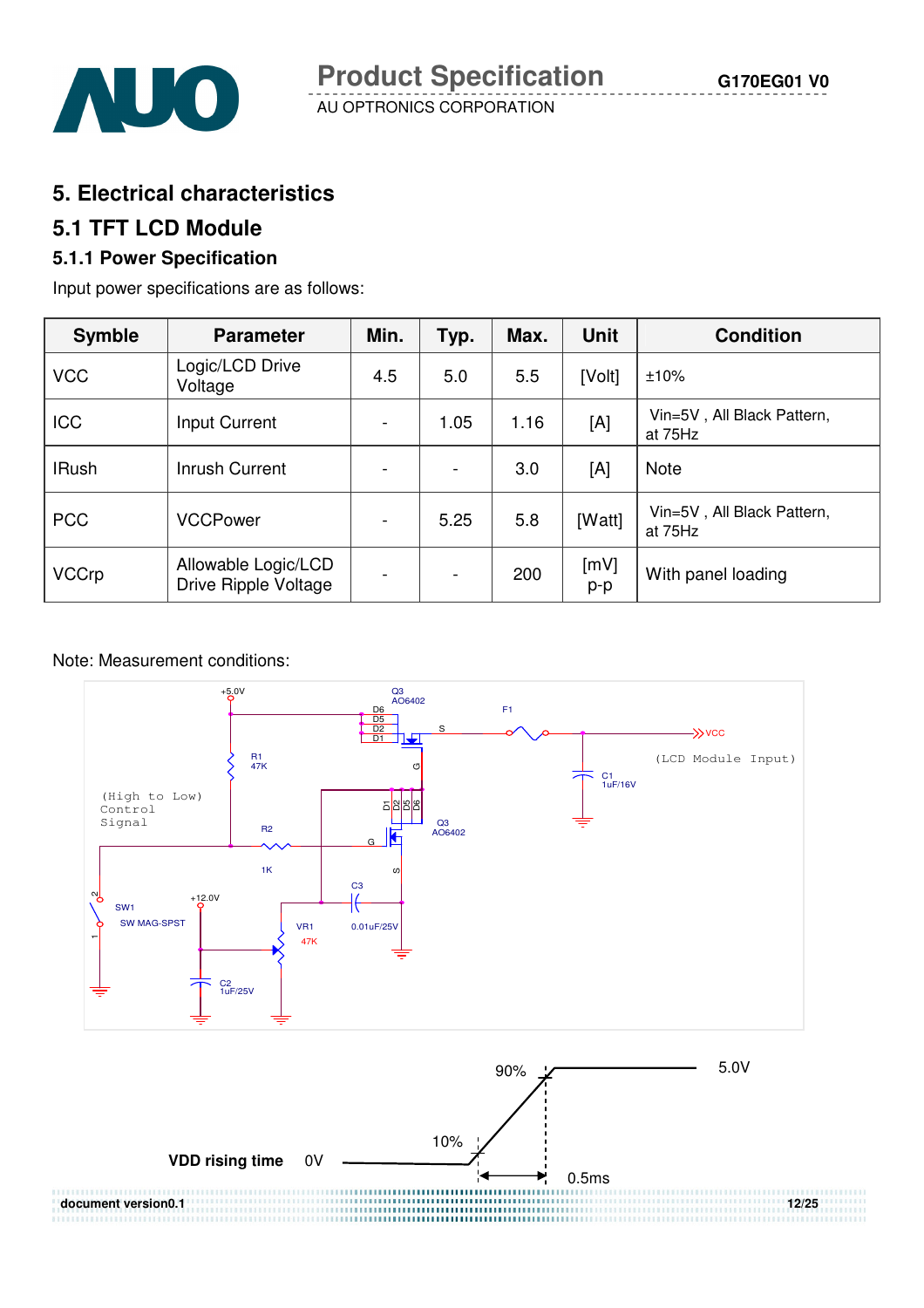# 5. Electrical characteristics

## 5.1 TFT LCD Module

### 5.1.1 Power Specification

Input power specifications are as follows:

| Symble | Parameter | Min. | Typ. | Max. | Unit | Condition |
|---|---|---|---|---|---|---|
| VCC | Logic/LCD Drive Voltage | 4.5 | 5.0 | 5.5 | [Volt] | ±10% |
| ICC | Input Current | - | 1.05 | 1.16 | [A] | Vin=5V , All Black Pattern, at 75Hz |
| IRush | Inrush Current | - | - | 3.0 | [A] | Note |
| PCC | VCCPower | - | 5.25 | 5.8 | [Watt] | Vin=5V , All Black Pattern, at 75Hz |
| VCCrp | Allowable Logic/LCD Drive Ripple Voltage | - | - | 200 | [mV] p-p | With panel loading |

Note: Measurement conditions:

+5.0V, Q3 AO6402, D6 D5 D2 D1, S, F1, VCC (LCD Module Input), C1 1uF/16V, R1 47K, G, (High to Low) Control Signal, R2 1K, D1 D2 D5 D6, Q3 AO6402, S, SW1 SW MAG-SPST, +12.0V, C3 0.01uF/25V, VR1 47K, C2 1uF/25V

VDD rising time: 0V, 10%, 90%, 5.0V, 0.5ms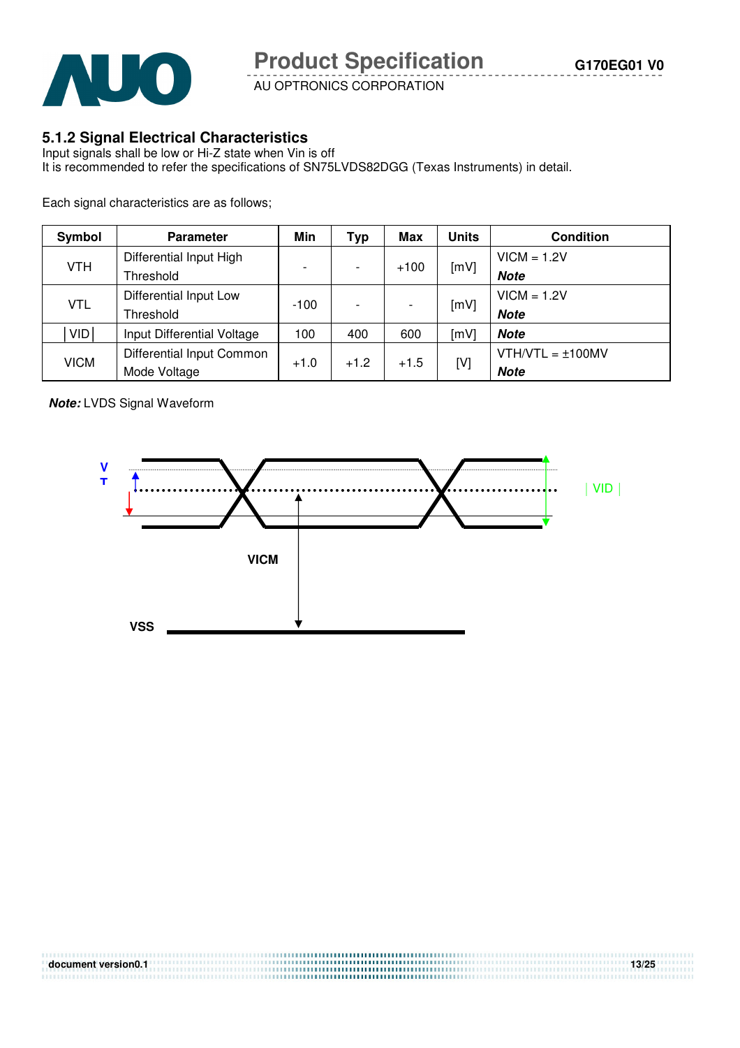### 5.1.2 Signal Electrical Characteristics

Input signals shall be low or Hi-Z state when Vin is off

It is recommended to refer the specifications of SN75LVDS82DGG (Texas Instruments) in detail.

Each signal characteristics are as follows;

| Symbol | Parameter | Min | Typ | Max | Units | Condition |
|---|---|---|---|---|---|---|
| VTH | Differential Input High Threshold | - | - | +100 | [mV] | VICM = 1.2V ***Note*** |
| VTL | Differential Input Low Threshold | -100 | - | - | [mV] | VICM = 1.2V ***Note*** |
| \|VID\| | Input Differential Voltage | 100 | 400 | 600 | [mV] | ***Note*** |
| VICM | Differential Input Common Mode Voltage | +1.0 | +1.2 | +1.5 | [V] | VTH/VTL = ±100MV ***Note*** |

***Note:*** LVDS Signal Waveform

VT

|VID|

VICM

VSS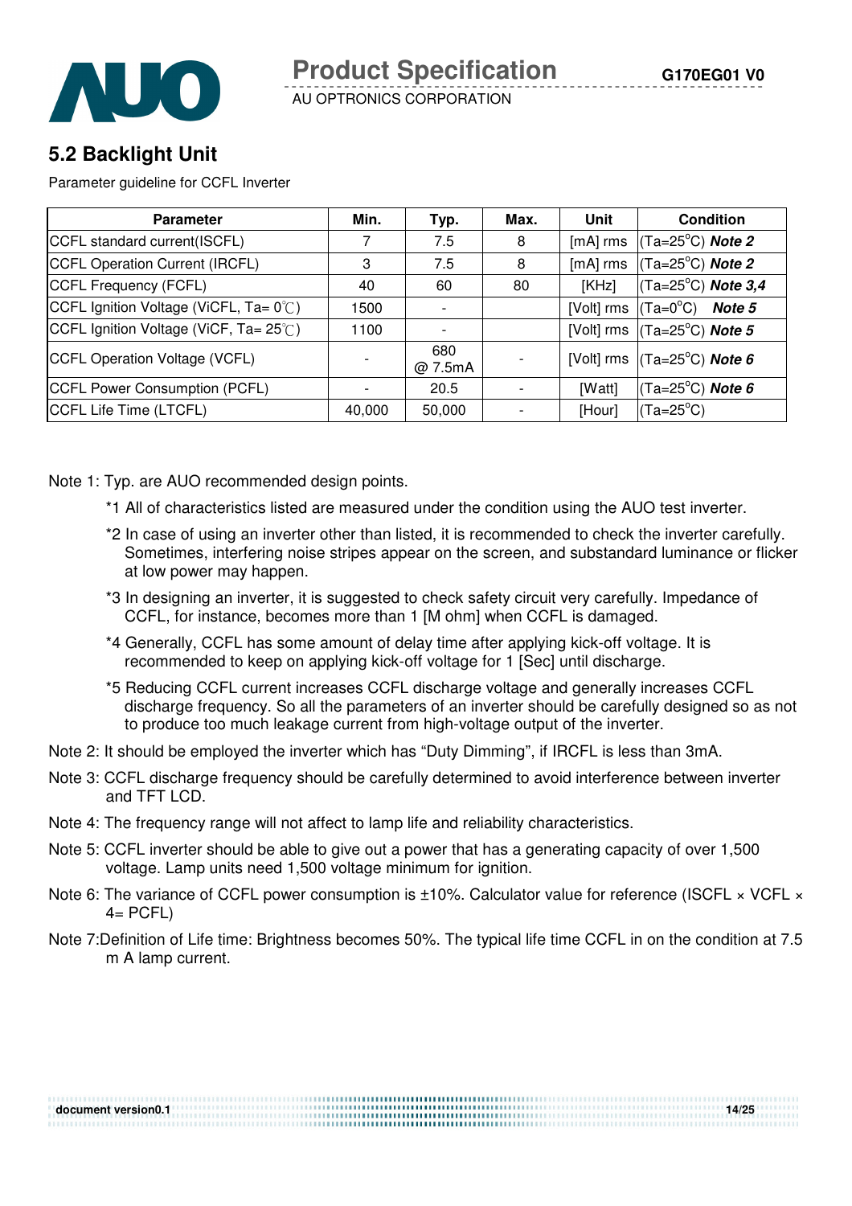## 5.2 Backlight Unit

Parameter guideline for CCFL Inverter

| Parameter | Min. | Typ. | Max. | Unit | Condition |
|---|---|---|---|---|---|
| CCFL standard current(ISCFL) | 7 | 7.5 | 8 | [mA] rms | (Ta=25°C) ***Note 2*** |
| CCFL Operation Current (IRCFL) | 3 | 7.5 | 8 | [mA] rms | (Ta=25°C) ***Note 2*** |
| CCFL Frequency (FCFL) | 40 | 60 | 80 | [KHz] | (Ta=25°C) ***Note 3,4*** |
| CCFL Ignition Voltage (ViCFL, Ta= 0℃) | 1500 | - | | [Volt] rms | (Ta=0°C) ***Note 5*** |
| CCFL Ignition Voltage (ViCF, Ta= 25℃) | 1100 | - | | [Volt] rms | (Ta=25°C) ***Note 5*** |
| CCFL Operation Voltage (VCFL) | - | 680 @ 7.5mA | - | [Volt] rms | (Ta=25°C) ***Note 6*** |
| CCFL Power Consumption (PCFL) | - | 20.5 | - | [Watt] | (Ta=25°C) ***Note 6*** |
| CCFL Life Time (LTCFL) | 40,000 | 50,000 | - | [Hour] | (Ta=25°C) |

Note 1: Typ. are AUO recommended design points.

*1 All of characteristics listed are measured under the condition using the AUO test inverter.

*2 In case of using an inverter other than listed, it is recommended to check the inverter carefully. Sometimes, interfering noise stripes appear on the screen, and substandard luminance or flicker at low power may happen.

*3 In designing an inverter, it is suggested to check safety circuit very carefully. Impedance of CCFL, for instance, becomes more than 1 [M ohm] when CCFL is damaged.

*4 Generally, CCFL has some amount of delay time after applying kick-off voltage. It is recommended to keep on applying kick-off voltage for 1 [Sec] until discharge.

*5 Reducing CCFL current increases CCFL discharge voltage and generally increases CCFL discharge frequency. So all the parameters of an inverter should be carefully designed so as not to produce too much leakage current from high-voltage output of the inverter.

Note 2: It should be employed the inverter which has "Duty Dimming", if IRCFL is less than 3mA.

Note 3: CCFL discharge frequency should be carefully determined to avoid interference between inverter and TFT LCD.

Note 4: The frequency range will not affect to lamp life and reliability characteristics.

Note 5: CCFL inverter should be able to give out a power that has a generating capacity of over 1,500 voltage. Lamp units need 1,500 voltage minimum for ignition.

Note 6: The variance of CCFL power consumption is ±10%. Calculator value for reference (ISCFL × VCFL × 4= PCFL)

Note 7:Definition of Life time: Brightness becomes 50%. The typical life time CCFL in on the condition at 7.5 m A lamp current.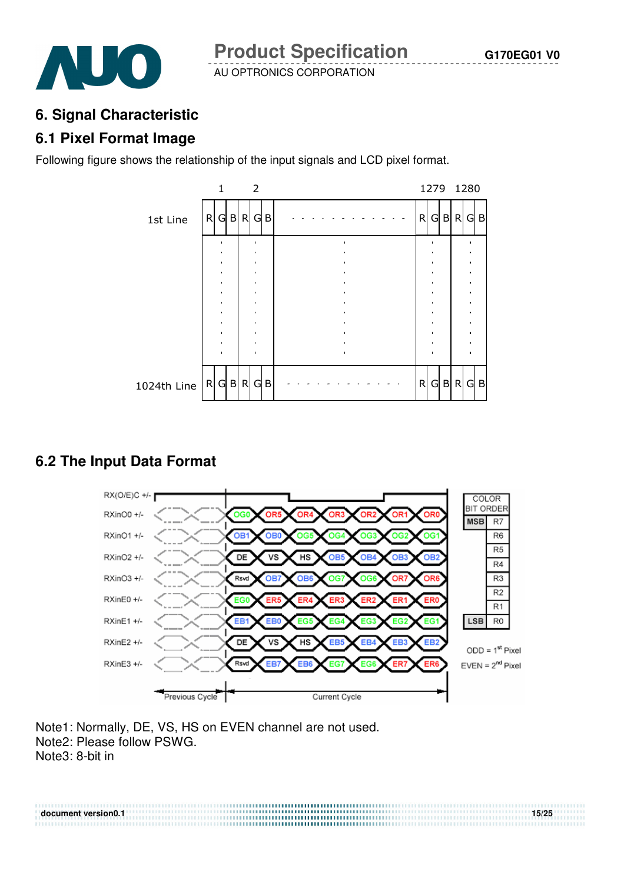## 6. Signal Characteristic

### 6.1 Pixel Format Image

Following figure shows the relationship of the input signals and LCD pixel format.

|  | 1 | | | 2 | | |  | 1279 | | | 1280 | | |
|---|---|---|---|---|---|---|---|---|---|---|---|---|---|
| 1st Line | R | G | B | R | G | B | - - - - - - - - - - - - | R | G | B | R | G | B |
| ⋮ | ⋮ | | | ⋮ | | | ⋮ | ⋮ | | | ⋮ | | |
| 1024th Line | R | G | B | R | G | B | - - - - - - - - - - - - | R | G | B | R | G | B |

### 6.2 The Input Data Format

| Signal | Previous Cycle | Current Cycle | | | | | | |
|---|---|---|---|---|---|---|---|---|
| RX(O/E)C +/- | | | | | | | | |
| RXinO0 +/- | | OG0 | OR5 | OR4 | OR3 | OR2 | OR1 | OR0 |
| RXinO1 +/- | | OB1 | OB0 | OG5 | OG4 | OG3 | OG2 | OG1 |
| RXinO2 +/- | | DE | VS | HS | OB5 | OB4 | OB3 | OB2 |
| RXinO3 +/- | | Rsvd | OB7 | OB6 | OG7 | OG6 | OR7 | OR6 |
| RXinE0 +/- | | EG0 | ER5 | ER4 | ER3 | ER2 | ER1 | ER0 |
| RXinE1 +/- | | EB1 | EB0 | EG5 | EG4 | EG3 | EG2 | EG1 |
| RXinE2 +/- | | DE | VS | HS | EB5 | EB4 | EB3 | EB2 |
| RXinE3 +/- | | Rsvd | EB7 | EB6 | EG7 | EG6 | ER7 | ER6 |

| COLOR BIT ORDER | |
|---|---|
| MSB | R7 |
| | R6 |
| | R5 |
| | R4 |
| | R3 |
| | R2 |
| | R1 |
| LSB | R0 |

ODD = 1st Pixel
EVEN = 2nd Pixel

Note1: Normally, DE, VS, HS on EVEN channel are not used.
Note2: Please follow PSWG.
Note3: 8-bit in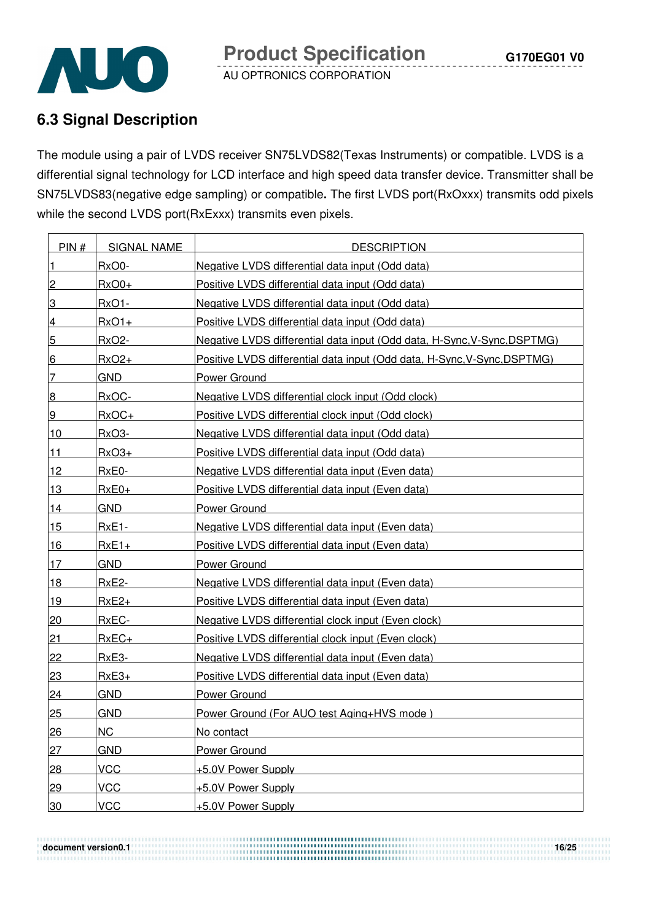## 6.3 Signal Description

The module using a pair of LVDS receiver SN75LVDS82(Texas Instruments) or compatible. LVDS is a differential signal technology for LCD interface and high speed data transfer device. Transmitter shall be SN75LVDS83(negative edge sampling) or compatible**.** The first LVDS port(RxOxxx) transmits odd pixels while the second LVDS port(RxExxx) transmits even pixels.

| PIN # | SIGNAL NAME | DESCRIPTION |
|---|---|---|
| 1 | RxO0- | Negative LVDS differential data input (Odd data) |
| 2 | RxO0+ | Positive LVDS differential data input (Odd data) |
| 3 | RxO1- | Negative LVDS differential data input (Odd data) |
| 4 | RxO1+ | Positive LVDS differential data input (Odd data) |
| 5 | RxO2- | Negative LVDS differential data input (Odd data, H-Sync,V-Sync,DSPTMG) |
| 6 | RxO2+ | Positive LVDS differential data input (Odd data, H-Sync,V-Sync,DSPTMG) |
| 7 | GND | Power Ground |
| 8 | RxOC- | Negative LVDS differential clock input (Odd clock) |
| 9 | RxOC+ | Positive LVDS differential clock input (Odd clock) |
| 10 | RxO3- | Negative LVDS differential data input (Odd data) |
| 11 | RxO3+ | Positive LVDS differential data input (Odd data) |
| 12 | RxE0- | Negative LVDS differential data input (Even data) |
| 13 | RxE0+ | Positive LVDS differential data input (Even data) |
| 14 | GND | Power Ground |
| 15 | RxE1- | Negative LVDS differential data input (Even data) |
| 16 | RxE1+ | Positive LVDS differential data input (Even data) |
| 17 | GND | Power Ground |
| 18 | RxE2- | Negative LVDS differential data input (Even data) |
| 19 | RxE2+ | Positive LVDS differential data input (Even data) |
| 20 | RxEC- | Negative LVDS differential clock input (Even clock) |
| 21 | RxEC+ | Positive LVDS differential clock input (Even clock) |
| 22 | RxE3- | Negative LVDS differential data input (Even data) |
| 23 | RxE3+ | Positive LVDS differential data input (Even data) |
| 24 | GND | Power Ground |
| 25 | GND | Power Ground (For AUO test Aging+HVS mode ) |
| 26 | NC | No contact |
| 27 | GND | Power Ground |
| 28 | VCC | +5.0V Power Supply |
| 29 | VCC | +5.0V Power Supply |
| 30 | VCC | +5.0V Power Supply |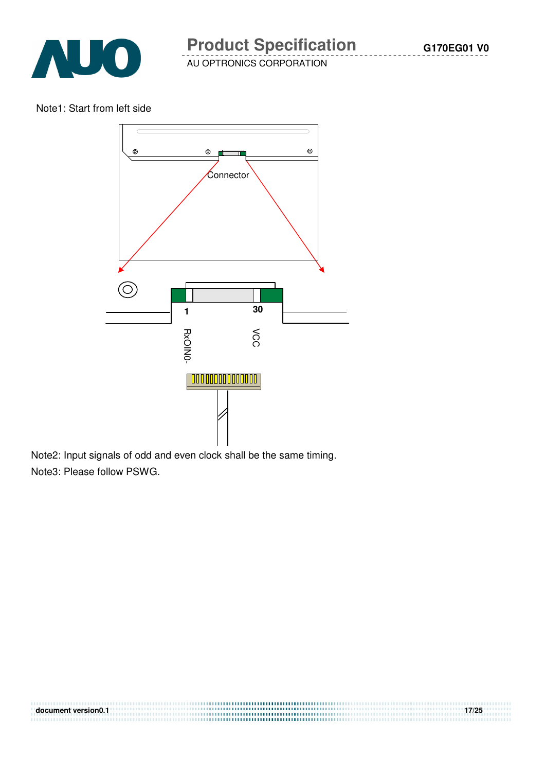Note1: Start from left side

Connector

1 30

RxOIN0- VCC

Note2: Input signals of odd and even clock shall be the same timing.

Note3: Please follow PSWG.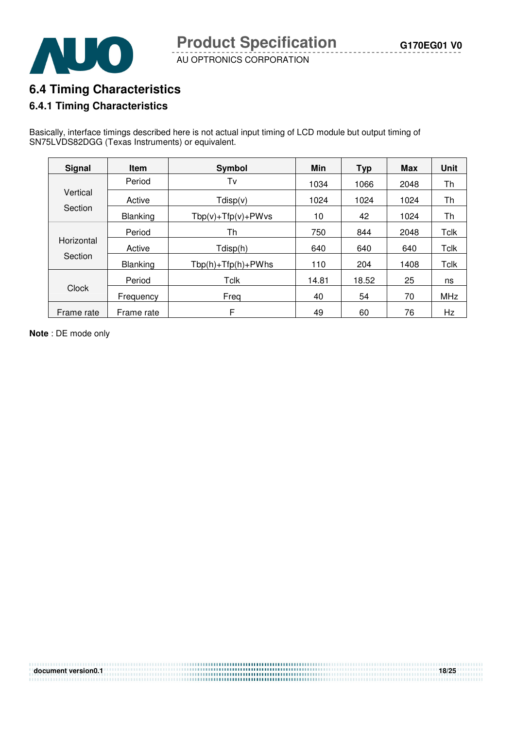## 6.4 Timing Characteristics

### 6.4.1 Timing Characteristics

Basically, interface timings described here is not actual input timing of LCD module but output timing of SN75LVDS82DGG (Texas Instruments) or equivalent.

| Signal | Item | Symbol | Min | Typ | Max | Unit |
|---|---|---|---|---|---|---|
| Vertical Section | Period | Tv | 1034 | 1066 | 2048 | Th |
| | Active | Tdisp(v) | 1024 | 1024 | 1024 | Th |
| | Blanking | Tbp(v)+Tfp(v)+PWvs | 10 | 42 | 1024 | Th |
| Horizontal Section | Period | Th | 750 | 844 | 2048 | Tclk |
| | Active | Tdisp(h) | 640 | 640 | 640 | Tclk |
| | Blanking | Tbp(h)+Tfp(h)+PWhs | 110 | 204 | 1408 | Tclk |
| Clock | Period | Tclk | 14.81 | 18.52 | 25 | ns |
| | Frequency | Freq | 40 | 54 | 70 | MHz |
| Frame rate | Frame rate | F | 49 | 60 | 76 | Hz |

**Note** : DE mode only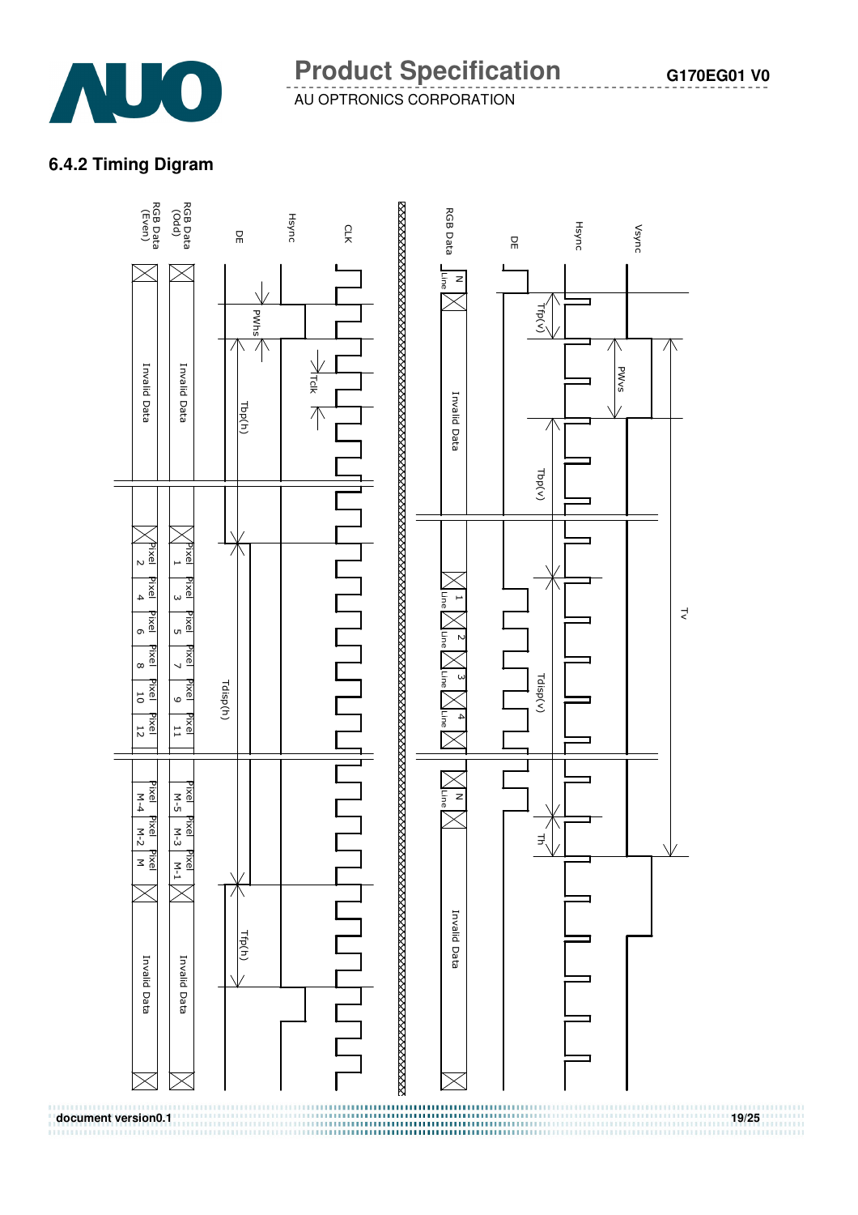## 6.4.2 Timing Digram

RGB Data (Even) | RGB Data (Odd) | DE | Hsync | CLK

PWhs | Tclk | Tbp(h) | Tdisp(h) | Tfp(h)

Invalid Data | Pixel 2 | Pixel 4 | Pixel 6 | Pixel 8 | Pixel 10 | Pixel 12 | Pixel M-4 | Pixel M-2 | Pixel M | Invalid Data

Invalid Data | Pixel 1 | Pixel 3 | Pixel 5 | Pixel 7 | Pixel 9 | Pixel 11 | Pixel M-5 | Pixel M-3 | Pixel M-1 | Invalid Data

RGB Data | DE | Hsync | Vsync

Tfp(v) | PWvs | Tbp(v) | Tdisp(v) | Th | Tv

N Line | Invalid Data | 1 Line | 2 Line | 3 Line | 4 Line | N Line | Invalid Data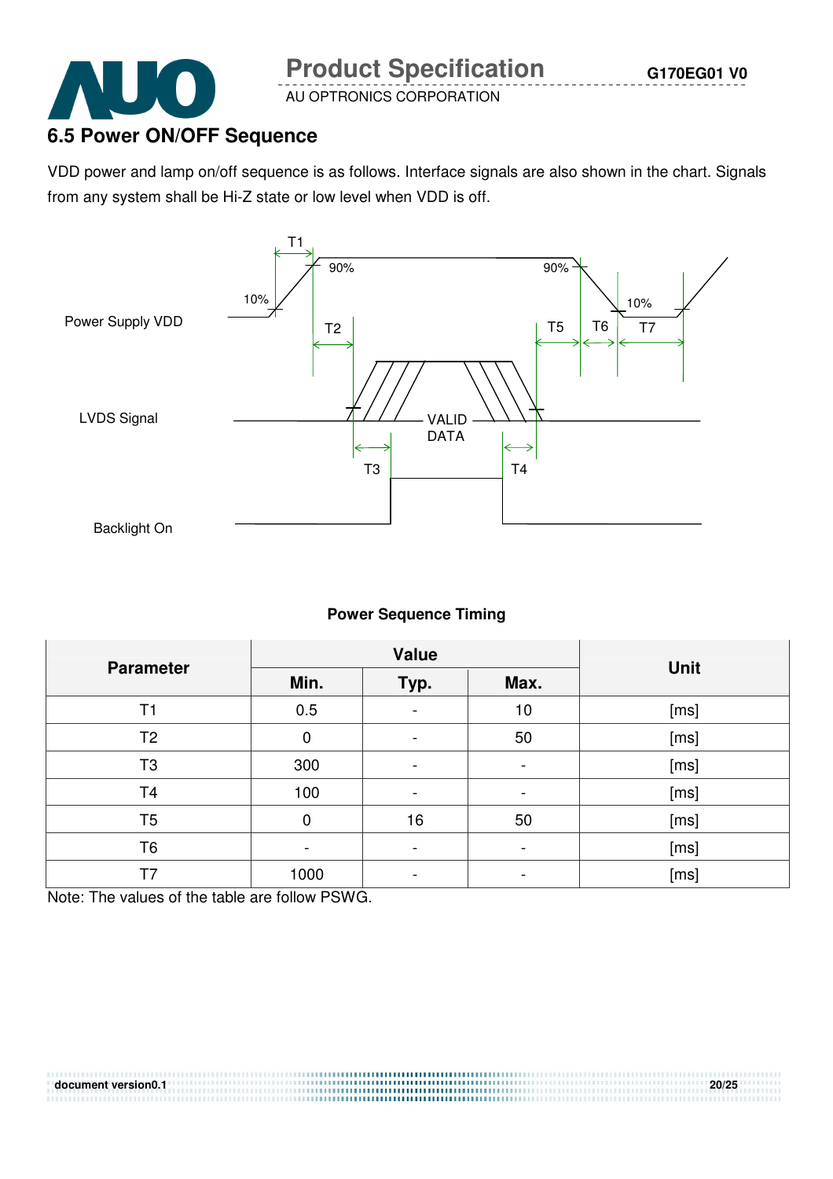## 6.5 Power ON/OFF Sequence

VDD power and lamp on/off sequence is as follows. Interface signals are also shown in the chart. Signals from any system shall be Hi-Z state or low level when VDD is off.

Power Supply VDD

LVDS Signal

Backlight On

T1 T2 T3 T4 T5 T6 T7 10% 90% 90% 10% VALID DATA

**Power Sequence Timing**

| Parameter | Value | | | Unit |
|---|---|---|---|---|
| | Min. | Typ. | Max. | |
| T1 | 0.5 | - | 10 | [ms] |
| T2 | 0 | - | 50 | [ms] |
| T3 | 300 | - | - | [ms] |
| T4 | 100 | - | - | [ms] |
| T5 | 0 | 16 | 50 | [ms] |
| T6 | - | - | - | [ms] |
| T7 | 1000 | - | - | [ms] |

Note: The values of the table are follow PSWG.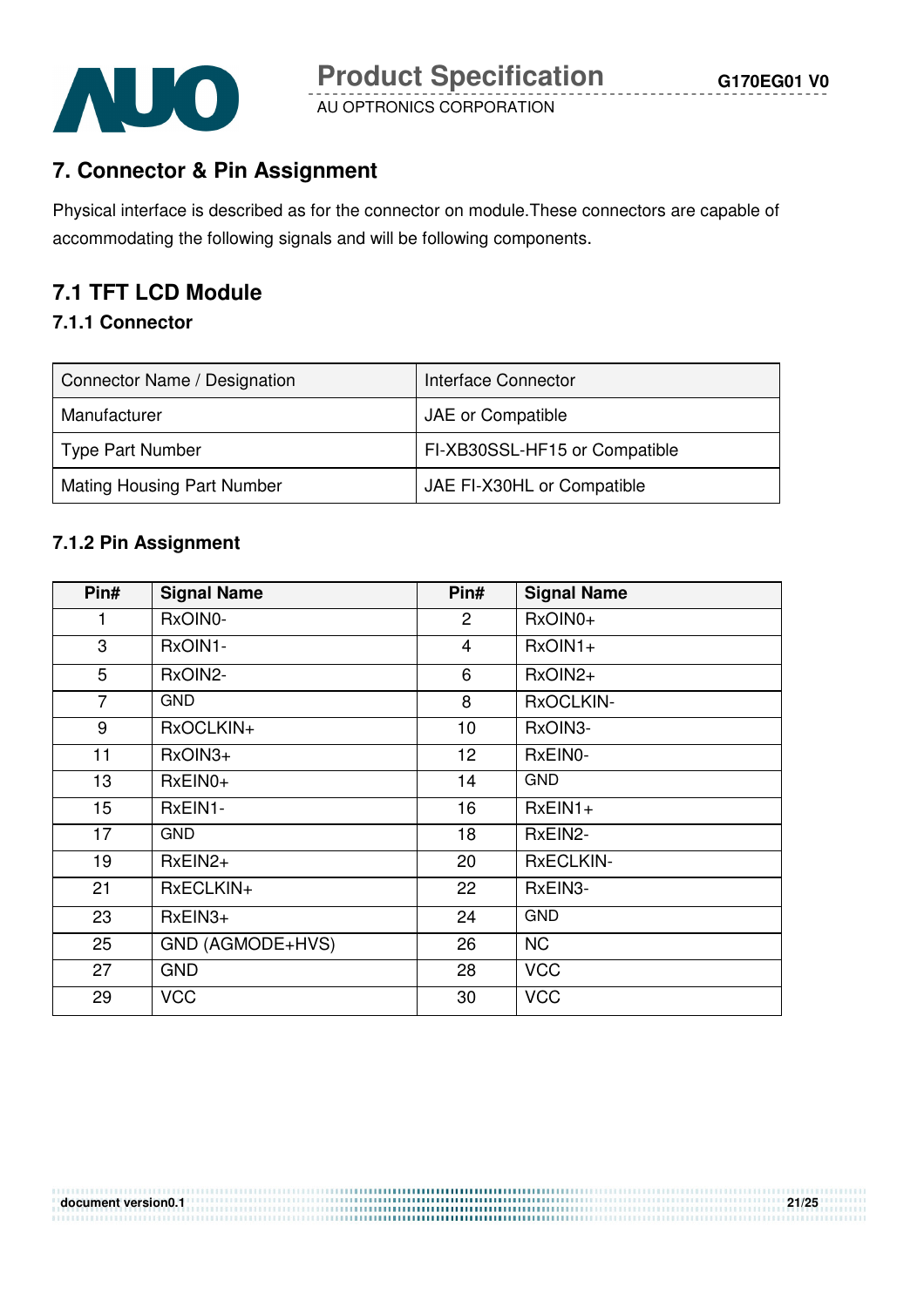## 7. Connector & Pin Assignment

Physical interface is described as for the connector on module.These connectors are capable of accommodating the following signals and will be following components.

## 7.1 TFT LCD Module

### 7.1.1 Connector

| Connector Name / Designation | Interface Connector |
|---|---|
| Manufacturer | JAE or Compatible |
| Type Part Number | FI-XB30SSL-HF15 or Compatible |
| Mating Housing Part Number | JAE FI-X30HL or Compatible |

### 7.1.2 Pin Assignment

| Pin# | Signal Name | Pin# | Signal Name |
|---|---|---|---|
| 1 | RxOIN0- | 2 | RxOIN0+ |
| 3 | RxOIN1- | 4 | RxOIN1+ |
| 5 | RxOIN2- | 6 | RxOIN2+ |
| 7 | GND | 8 | RxOCLKIN- |
| 9 | RxOCLKIN+ | 10 | RxOIN3- |
| 11 | RxOIN3+ | 12 | RxEIN0- |
| 13 | RxEIN0+ | 14 | GND |
| 15 | RxEIN1- | 16 | RxEIN1+ |
| 17 | GND | 18 | RxEIN2- |
| 19 | RxEIN2+ | 20 | RxECLKIN- |
| 21 | RxECLKIN+ | 22 | RxEIN3- |
| 23 | RxEIN3+ | 24 | GND |
| 25 | GND (AGMODE+HVS) | 26 | NC |
| 27 | GND | 28 | VCC |
| 29 | VCC | 30 | VCC |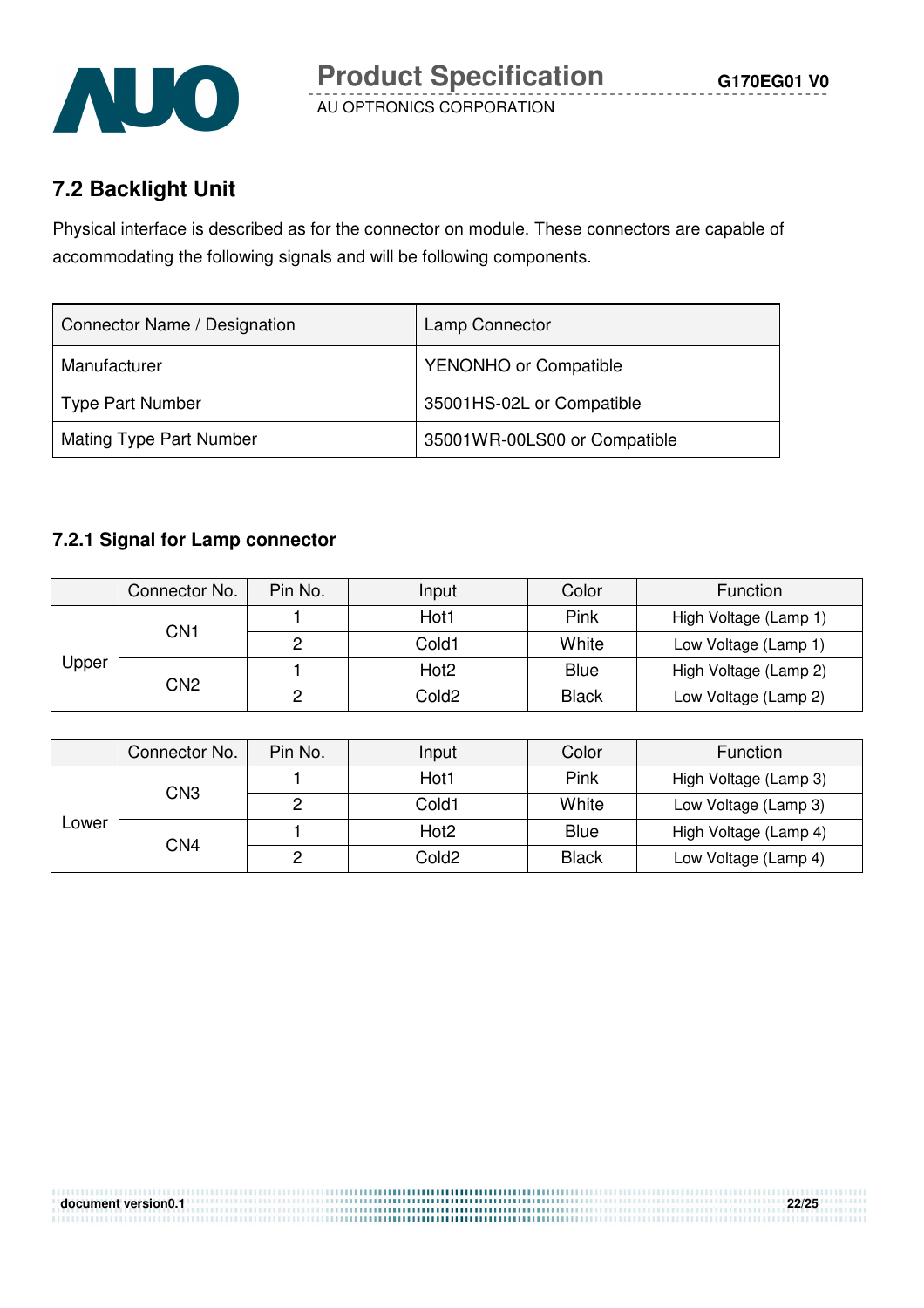## 7.2 Backlight Unit

Physical interface is described as for the connector on module. These connectors are capable of accommodating the following signals and will be following components.

| Connector Name / Designation | Lamp Connector |
|---|---|
| Manufacturer | YENONHO or Compatible |
| Type Part Number | 35001HS-02L or Compatible |
| Mating Type Part Number | 35001WR-00LS00 or Compatible |

### 7.2.1 Signal for Lamp connector

| | Connector No. | Pin No. | Input | Color | Function |
|---|---|---|---|---|---|
| Upper | CN1 | 1 | Hot1 | Pink | High Voltage (Lamp 1) |
| | | 2 | Cold1 | White | Low Voltage (Lamp 1) |
| | CN2 | 1 | Hot2 | Blue | High Voltage (Lamp 2) |
| | | 2 | Cold2 | Black | Low Voltage (Lamp 2) |

| | Connector No. | Pin No. | Input | Color | Function |
|---|---|---|---|---|---|
| Lower | CN3 | 1 | Hot1 | Pink | High Voltage (Lamp 3) |
| | | 2 | Cold1 | White | Low Voltage (Lamp 3) |
| | CN4 | 1 | Hot2 | Blue | High Voltage (Lamp 4) |
| | | 2 | Cold2 | Black | Low Voltage (Lamp 4) |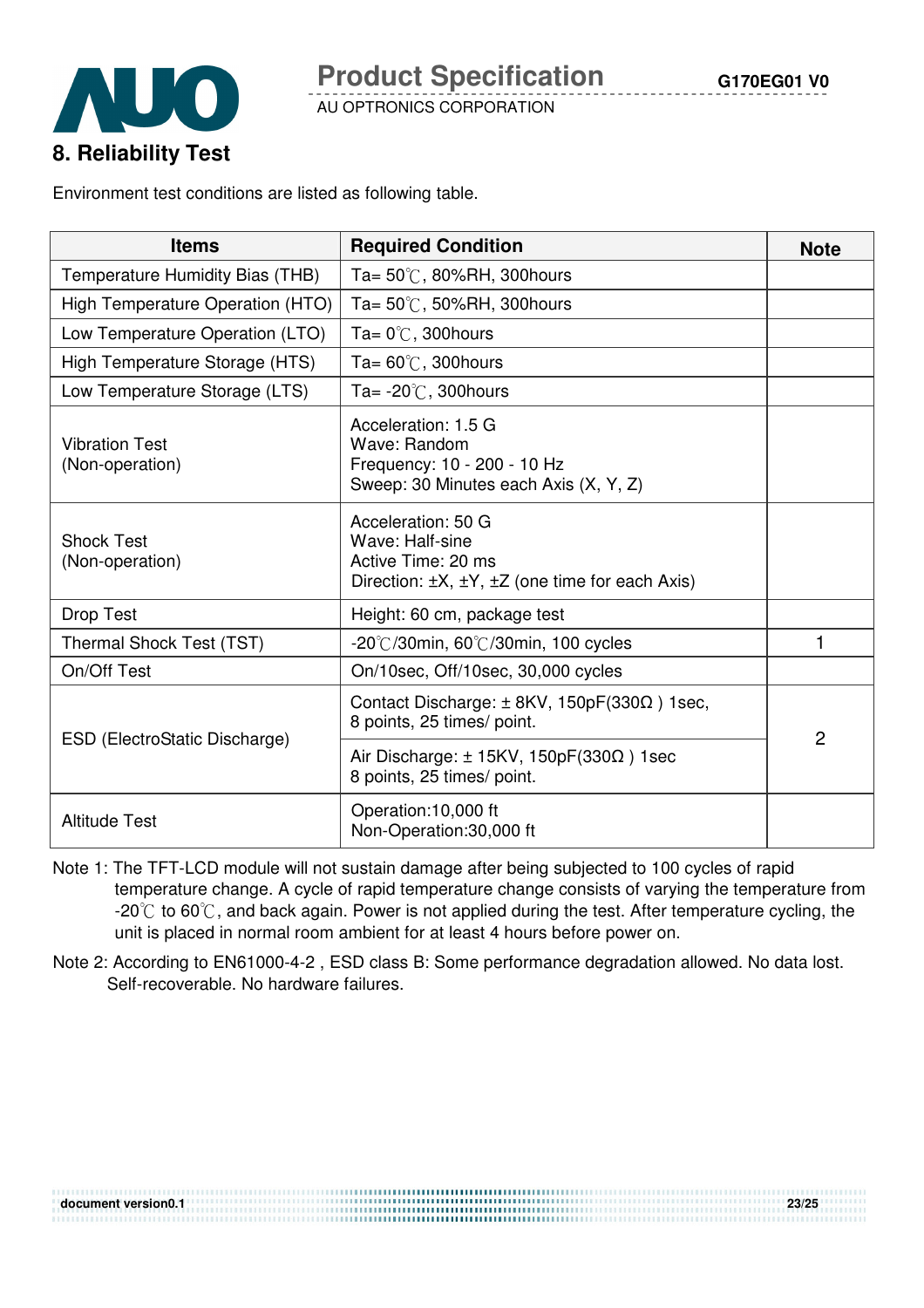## 8. Reliability Test

Environment test conditions are listed as following table.

| Items | Required Condition | Note |
|---|---|---|
| Temperature Humidity Bias (THB) | Ta= 50℃, 80%RH, 300hours | |
| High Temperature Operation (HTO) | Ta= 50℃, 50%RH, 300hours | |
| Low Temperature Operation (LTO) | Ta= 0℃, 300hours | |
| High Temperature Storage (HTS) | Ta= 60℃, 300hours | |
| Low Temperature Storage (LTS) | Ta= -20℃, 300hours | |
| Vibration Test (Non-operation) | Acceleration: 1.5 G<br>Wave: Random<br>Frequency: 10 - 200 - 10 Hz<br>Sweep: 30 Minutes each Axis (X, Y, Z) | |
| Shock Test (Non-operation) | Acceleration: 50 G<br>Wave: Half-sine<br>Active Time: 20 ms<br>Direction: ±X, ±Y, ±Z (one time for each Axis) | |
| Drop Test | Height: 60 cm, package test | |
| Thermal Shock Test (TST) | -20℃/30min, 60℃/30min, 100 cycles | 1 |
| On/Off Test | On/10sec, Off/10sec, 30,000 cycles | |
| ESD (ElectroStatic Discharge) | Contact Discharge: ± 8KV, 150pF(330Ω ) 1sec, 8 points, 25 times/ point. | 2 |
| | Air Discharge: ± 15KV, 150pF(330Ω ) 1sec 8 points, 25 times/ point. | |
| Altitude Test | Operation:10,000 ft<br>Non-Operation:30,000 ft | |

Note 1: The TFT-LCD module will not sustain damage after being subjected to 100 cycles of rapid temperature change. A cycle of rapid temperature change consists of varying the temperature from -20℃ to 60℃, and back again. Power is not applied during the test. After temperature cycling, the unit is placed in normal room ambient for at least 4 hours before power on.

Note 2: According to EN61000-4-2 , ESD class B: Some performance degradation allowed. No data lost. Self-recoverable. No hardware failures.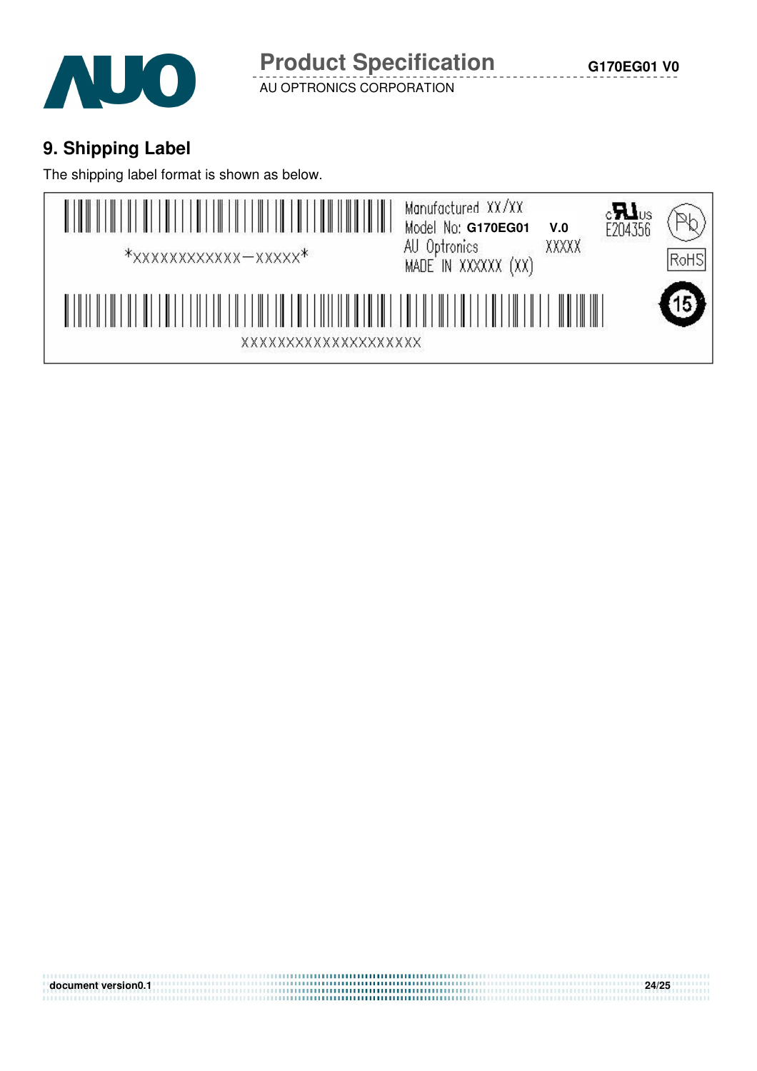## 9. Shipping Label

The shipping label format is shown as below.

*XXXXXXXXXXXX—XXXXX*

Manufactured XX/XX
Model No: **G170EG01** **V.0**
AU Optronics XXXXX
MADE IN XXXXXX (XX)

E204356

RoHS

15

XXXXXXXXXXXXXXXXXXXXX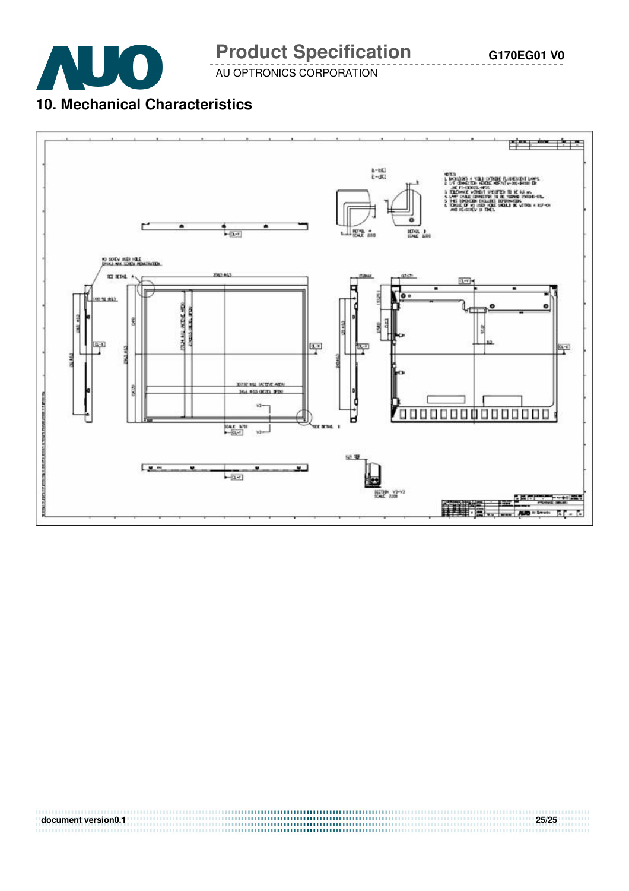## 10. Mechanical Characteristics